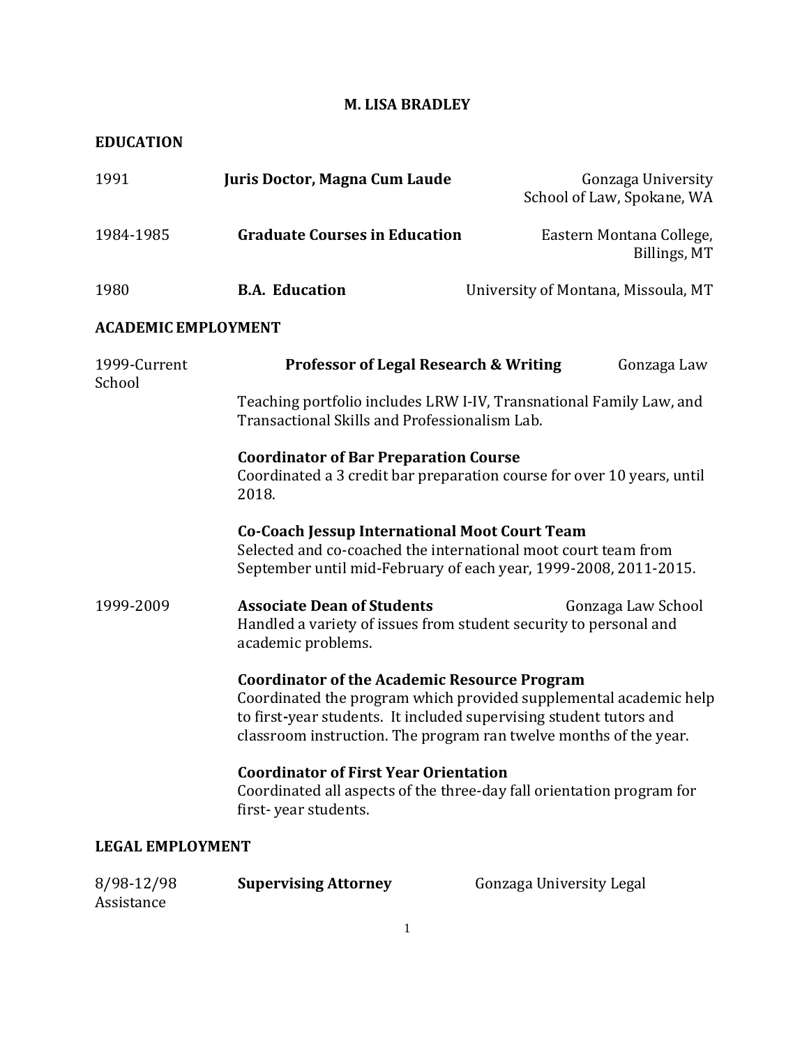# M. LISA BRADLEY

## EDUCATION

1991 **Juris Doctor, Magna Cum Laude** Gonzaga University School of Law, Spokane, WA

1984-1985 **Graduate Courses in Education** Eastern Montana College, Billings, MT

1980 **B.A. Education** University of Montana, Missoula, MT

## ACADEMIC EMPLOYMENT

1999-Current **Professor of Legal Research & Writing** Gonzaga Law School

Teaching portfolio includes LRW I-IV, Transnational Family Law, and Transactional Skills and Professionalism Lab.

**Coordinator of Bar Preparation Course**
Coordinated a 3 credit bar preparation course for over 10 years, until 2018.

**Co-Coach Jessup International Moot Court Team**
Selected and co-coached the international moot court team from September until mid-February of each year, 1999-2008, 2011-2015.

1999-2009 **Associate Dean of Students** Gonzaga Law School
Handled a variety of issues from student security to personal and academic problems.

**Coordinator of the Academic Resource Program**
Coordinated the program which provided supplemental academic help to first-year students. It included supervising student tutors and classroom instruction. The program ran twelve months of the year.

**Coordinator of First Year Orientation**
Coordinated all aspects of the three-day fall orientation program for first- year students.

## LEGAL EMPLOYMENT

8/98-12/98 **Supervising Attorney** Gonzaga University Legal Assistance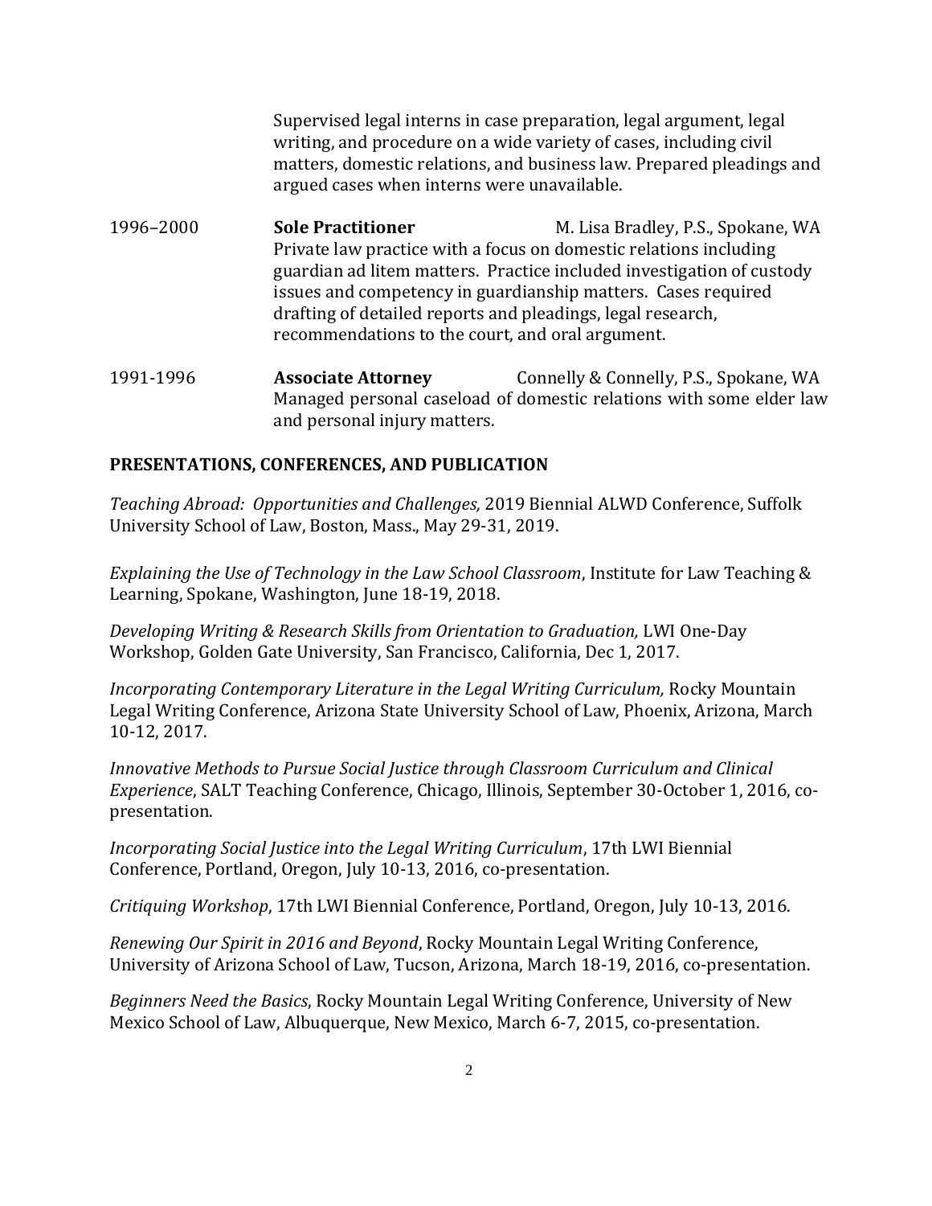Supervised legal interns in case preparation, legal argument, legal writing, and procedure on a wide variety of cases, including civil matters, domestic relations, and business law. Prepared pleadings and argued cases when interns were unavailable.

1996–2000 **Sole Practitioner** M. Lisa Bradley, P.S., Spokane, WA
Private law practice with a focus on domestic relations including guardian ad litem matters. Practice included investigation of custody issues and competency in guardianship matters. Cases required drafting of detailed reports and pleadings, legal research, recommendations to the court, and oral argument.

1991-1996 **Associate Attorney** Connelly & Connelly, P.S., Spokane, WA
Managed personal caseload of domestic relations with some elder law and personal injury matters.

## PRESENTATIONS, CONFERENCES, AND PUBLICATION

*Teaching Abroad: Opportunities and Challenges,* 2019 Biennial ALWD Conference, Suffolk University School of Law, Boston, Mass., May 29-31, 2019.

*Explaining the Use of Technology in the Law School Classroom*, Institute for Law Teaching & Learning, Spokane, Washington, June 18-19, 2018.

*Developing Writing & Research Skills from Orientation to Graduation,* LWI One-Day Workshop, Golden Gate University, San Francisco, California, Dec 1, 2017.

*Incorporating Contemporary Literature in the Legal Writing Curriculum,* Rocky Mountain Legal Writing Conference, Arizona State University School of Law, Phoenix, Arizona, March 10-12, 2017.

*Innovative Methods to Pursue Social Justice through Classroom Curriculum and Clinical Experience*, SALT Teaching Conference, Chicago, Illinois, September 30-October 1, 2016, co-presentation.

*Incorporating Social Justice into the Legal Writing Curriculum*, 17th LWI Biennial Conference, Portland, Oregon, July 10-13, 2016, co-presentation.

*Critiquing Workshop*, 17th LWI Biennial Conference, Portland, Oregon, July 10-13, 2016.

*Renewing Our Spirit in 2016 and Beyond*, Rocky Mountain Legal Writing Conference, University of Arizona School of Law, Tucson, Arizona, March 18-19, 2016, co-presentation.

*Beginners Need the Basics*, Rocky Mountain Legal Writing Conference, University of New Mexico School of Law, Albuquerque, New Mexico, March 6-7, 2015, co-presentation.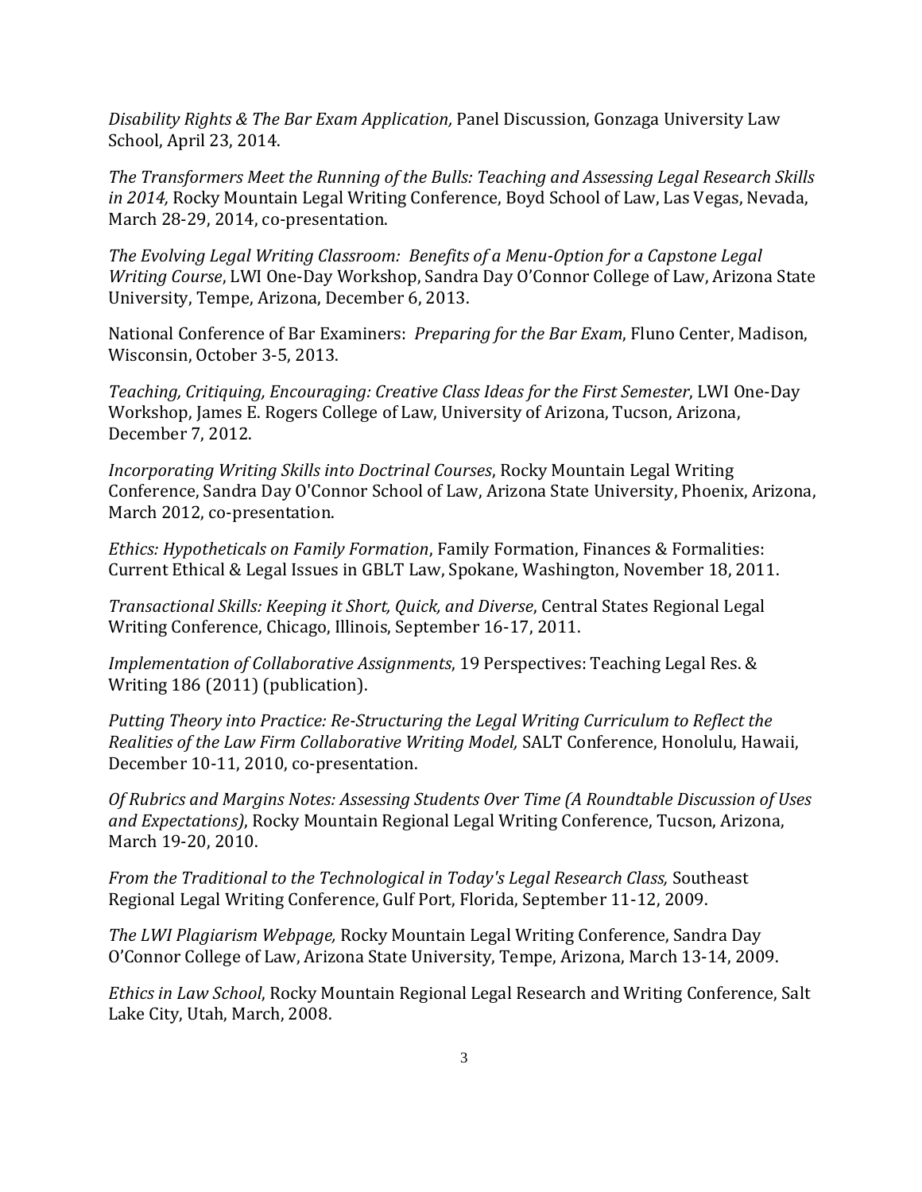*Disability Rights & The Bar Exam Application,* Panel Discussion, Gonzaga University Law School, April 23, 2014.

*The Transformers Meet the Running of the Bulls: Teaching and Assessing Legal Research Skills in 2014,* Rocky Mountain Legal Writing Conference, Boyd School of Law, Las Vegas, Nevada, March 28-29, 2014, co-presentation.

*The Evolving Legal Writing Classroom: Benefits of a Menu-Option for a Capstone Legal Writing Course*, LWI One-Day Workshop, Sandra Day O'Connor College of Law, Arizona State University, Tempe, Arizona, December 6, 2013.

National Conference of Bar Examiners: *Preparing for the Bar Exam*, Fluno Center, Madison, Wisconsin, October 3-5, 2013.

*Teaching, Critiquing, Encouraging: Creative Class Ideas for the First Semester*, LWI One-Day Workshop, James E. Rogers College of Law, University of Arizona, Tucson, Arizona, December 7, 2012.

*Incorporating Writing Skills into Doctrinal Courses*, Rocky Mountain Legal Writing Conference, Sandra Day O'Connor School of Law, Arizona State University, Phoenix, Arizona, March 2012, co-presentation.

*Ethics: Hypotheticals on Family Formation*, Family Formation, Finances & Formalities: Current Ethical & Legal Issues in GBLT Law, Spokane, Washington, November 18, 2011.

*Transactional Skills: Keeping it Short, Quick, and Diverse*, Central States Regional Legal Writing Conference, Chicago, Illinois, September 16-17, 2011.

*Implementation of Collaborative Assignments*, 19 Perspectives: Teaching Legal Res. & Writing 186 (2011) (publication).

*Putting Theory into Practice: Re-Structuring the Legal Writing Curriculum to Reflect the Realities of the Law Firm Collaborative Writing Model,* SALT Conference, Honolulu, Hawaii, December 10-11, 2010, co-presentation.

*Of Rubrics and Margins Notes: Assessing Students Over Time (A Roundtable Discussion of Uses and Expectations)*, Rocky Mountain Regional Legal Writing Conference, Tucson, Arizona, March 19-20, 2010.

*From the Traditional to the Technological in Today's Legal Research Class,* Southeast Regional Legal Writing Conference, Gulf Port, Florida, September 11-12, 2009.

*The LWI Plagiarism Webpage,* Rocky Mountain Legal Writing Conference, Sandra Day O'Connor College of Law, Arizona State University, Tempe, Arizona, March 13-14, 2009.

*Ethics in Law School*, Rocky Mountain Regional Legal Research and Writing Conference, Salt Lake City, Utah, March, 2008.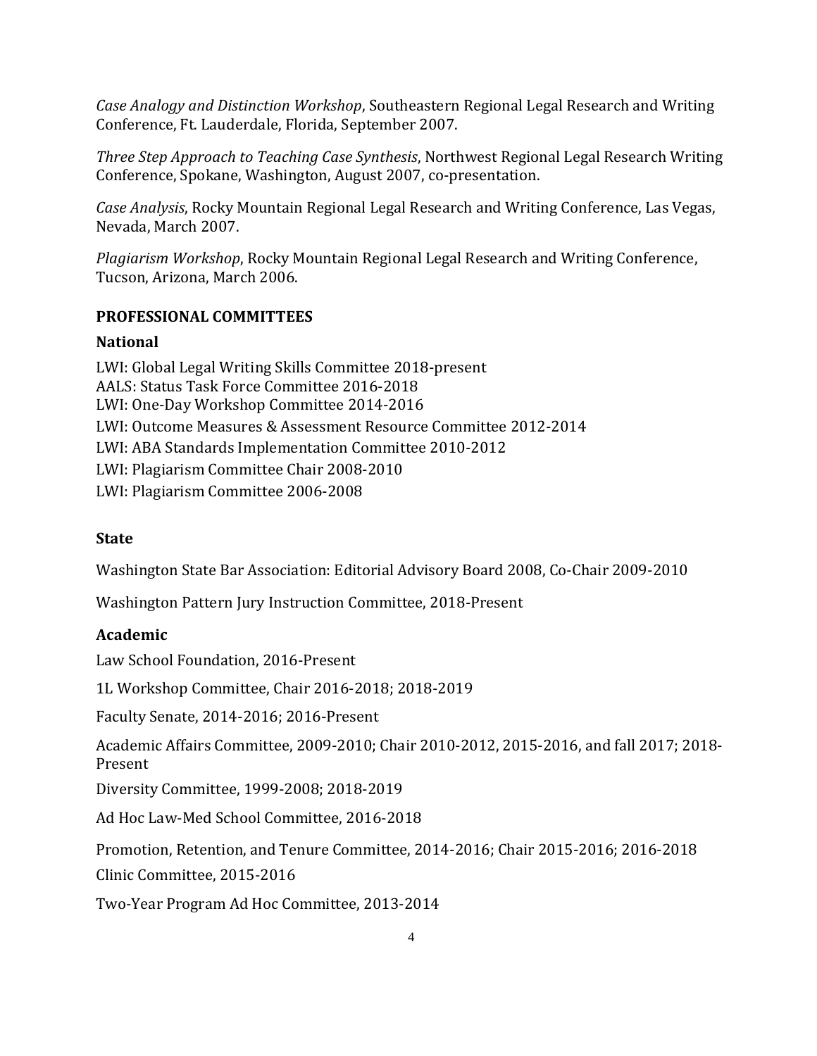*Case Analogy and Distinction Workshop*, Southeastern Regional Legal Research and Writing Conference, Ft. Lauderdale, Florida, September 2007.

*Three Step Approach to Teaching Case Synthesis*, Northwest Regional Legal Research Writing Conference, Spokane, Washington, August 2007, co-presentation.

*Case Analysis*, Rocky Mountain Regional Legal Research and Writing Conference, Las Vegas, Nevada, March 2007.

*Plagiarism Workshop*, Rocky Mountain Regional Legal Research and Writing Conference, Tucson, Arizona, March 2006.

## PROFESSIONAL COMMITTEES

### National

LWI: Global Legal Writing Skills Committee 2018-present
AALS: Status Task Force Committee 2016-2018
LWI: One-Day Workshop Committee 2014-2016
LWI: Outcome Measures & Assessment Resource Committee 2012-2014
LWI: ABA Standards Implementation Committee 2010-2012
LWI: Plagiarism Committee Chair 2008-2010
LWI: Plagiarism Committee 2006-2008

### State

Washington State Bar Association: Editorial Advisory Board 2008, Co-Chair 2009-2010

Washington Pattern Jury Instruction Committee, 2018-Present

### Academic

Law School Foundation, 2016-Present

1L Workshop Committee, Chair 2016-2018; 2018-2019

Faculty Senate, 2014-2016; 2016-Present

Academic Affairs Committee, 2009-2010; Chair 2010-2012, 2015-2016, and fall 2017; 2018-Present

Diversity Committee, 1999-2008; 2018-2019

Ad Hoc Law-Med School Committee, 2016-2018

Promotion, Retention, and Tenure Committee, 2014-2016; Chair 2015-2016; 2016-2018

Clinic Committee, 2015-2016

Two-Year Program Ad Hoc Committee, 2013-2014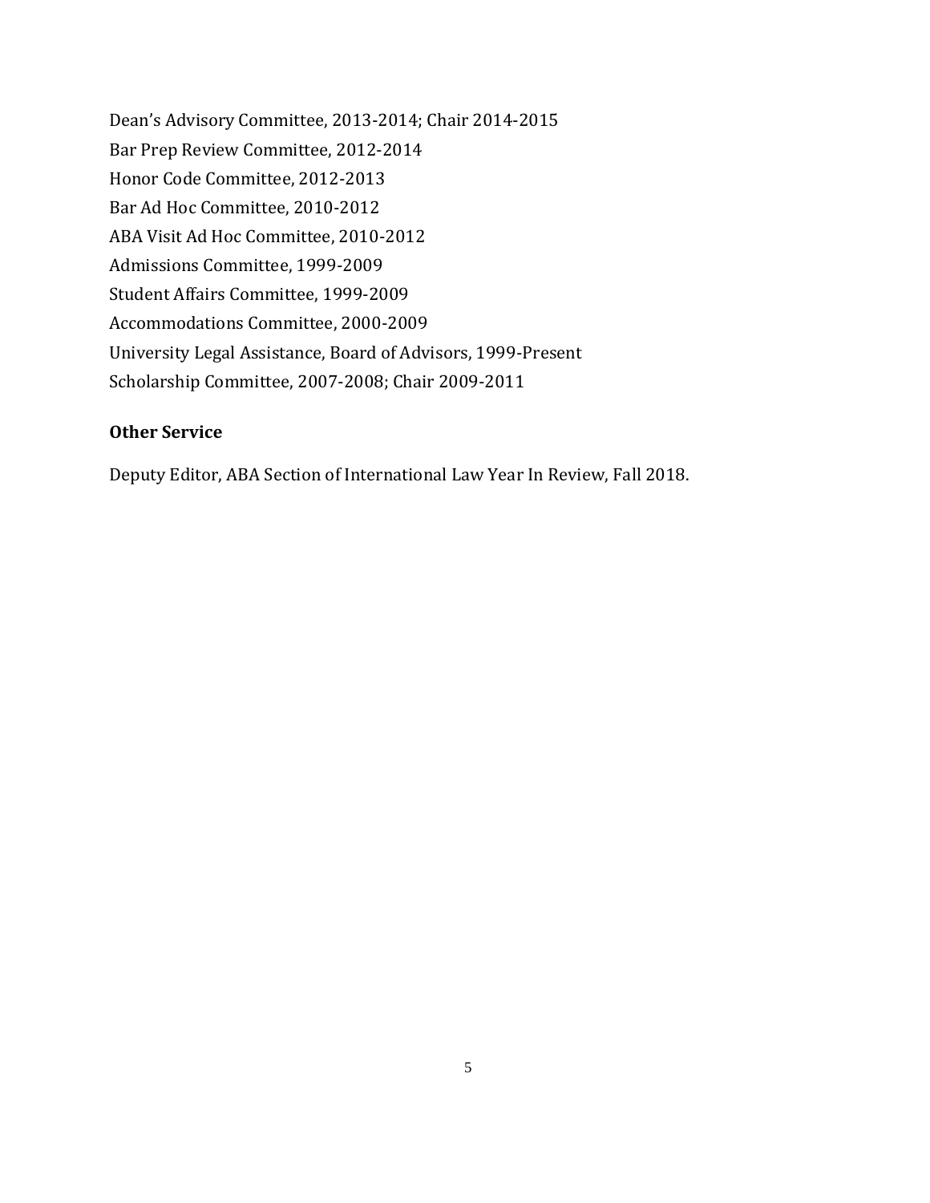Dean's Advisory Committee, 2013-2014; Chair 2014-2015
Bar Prep Review Committee, 2012-2014
Honor Code Committee, 2012-2013
Bar Ad Hoc Committee, 2010-2012
ABA Visit Ad Hoc Committee, 2010-2012
Admissions Committee, 1999-2009
Student Affairs Committee, 1999-2009
Accommodations Committee, 2000-2009
University Legal Assistance, Board of Advisors, 1999-Present
Scholarship Committee, 2007-2008; Chair 2009-2011

**Other Service**

Deputy Editor, ABA Section of International Law Year In Review, Fall 2018.